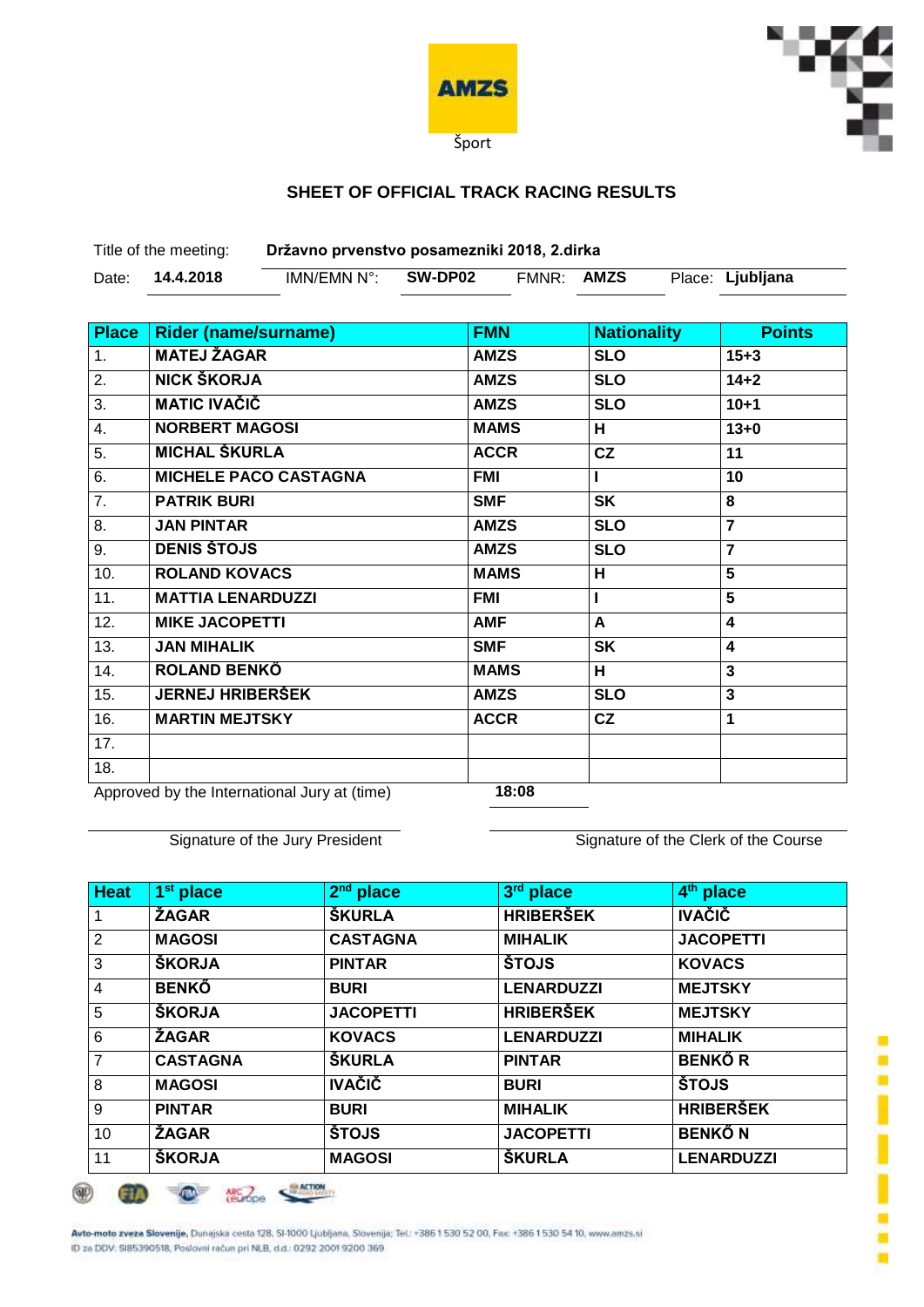AMZS

Šport

## SHEET OF OFFICIAL TRACK RACING RESULTS

Title of the meeting: **Državno prvenstvo posamezniki 2018, 2.dirka**

Date: **14.4.2018** IMN/EMN N°: **SW-DP02** FMNR: **AMZS** Place: **Ljubljana**

| Place | Rider (name/surname) | FMN | Nationality | Points |
|---|---|---|---|---|
| 1. | MATEJ ŽAGAR | AMZS | SLO | 15+3 |
| 2. | NICK ŠKORJA | AMZS | SLO | 14+2 |
| 3. | MATIC IVAČIČ | AMZS | SLO | 10+1 |
| 4. | NORBERT MAGOSI | MAMS | H | 13+0 |
| 5. | MICHAL ŠKURLA | ACCR | CZ | 11 |
| 6. | MICHELE PACO CASTAGNA | FMI | I | 10 |
| 7. | PATRIK BURI | SMF | SK | 8 |
| 8. | JAN PINTAR | AMZS | SLO | 7 |
| 9. | DENIS ŠTOJS | AMZS | SLO | 7 |
| 10. | ROLAND KOVACS | MAMS | H | 5 |
| 11. | MATTIA LENARDUZZI | FMI | I | 5 |
| 12. | MIKE JACOPETTI | AMF | A | 4 |
| 13. | JAN MIHALIK | SMF | SK | 4 |
| 14. | ROLAND BENKŐ | MAMS | H | 3 |
| 15. | JERNEJ HRIBERŠEK | AMZS | SLO | 3 |
| 16. | MARTIN MEJTSKY | ACCR | CZ | 1 |
| 17. | | | | |
| 18. | | | | |

Approved by the International Jury at (time) **18:08**

Signature of the Jury President

Signature of the Clerk of the Course

| Heat | 1st place | 2nd place | 3rd place | 4th place |
|---|---|---|---|---|
| 1 | ŽAGAR | ŠKURLA | HRIBERŠEK | IVAČIČ |
| 2 | MAGOSI | CASTAGNA | MIHALIK | JACOPETTI |
| 3 | ŠKORJA | PINTAR | ŠTOJS | KOVACS |
| 4 | BENKŐ | BURI | LENARDUZZI | MEJTSKY |
| 5 | ŠKORJA | JACOPETTI | HRIBERŠEK | MEJTSKY |
| 6 | ŽAGAR | KOVACS | LENARDUZZI | MIHALIK |
| 7 | CASTAGNA | ŠKURLA | PINTAR | BENKŐ R |
| 8 | MAGOSI | IVAČIČ | BURI | ŠTOJS |
| 9 | PINTAR | BURI | MIHALIK | HRIBERŠEK |
| 10 | ŽAGAR | ŠTOJS | JACOPETTI | BENKŐ N |
| 11 | ŠKORJA | MAGOSI | ŠKURLA | LENARDUZZI |

**Avto-moto zveza Slovenije**, Dunajska cesta 128, SI-1000 Ljubljana, Slovenija; Tel.: +386 1 530 52 00, Fax: +386 1 530 54 10, www.amzs.si
ID za DDV: SI85390518, Poslovni račun pri NLB, d.d.: 0292 2001 9200 369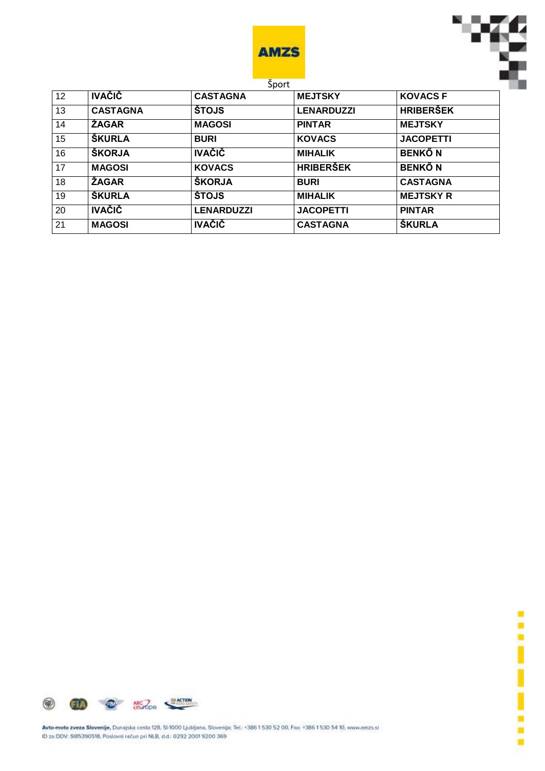| | | | | |
|---|---|---|---|---|
| 12 | **IVAČIČ** | **CASTAGNA** | **MEJTSKY** | **KOVACS F** |
| 13 | **CASTAGNA** | **ŠTOJS** | **LENARDUZZI** | **HRIBERŠEK** |
| 14 | **ŽAGAR** | **MAGOSI** | **PINTAR** | **MEJTSKY** |
| 15 | **ŠKURLA** | **BURI** | **KOVACS** | **JACOPETTI** |
| 16 | **ŠKORJA** | **IVAČIČ** | **MIHALIK** | **BENKŐ N** |
| 17 | **MAGOSI** | **KOVACS** | **HRIBERŠEK** | **BENKŐ N** |
| 18 | **ŽAGAR** | **ŠKORJA** | **BURI** | **CASTAGNA** |
| 19 | **ŠKURLA** | **ŠTOJS** | **MIHALIK** | **MEJTSKY R** |
| 20 | **IVAČIČ** | **LENARDUZZI** | **JACOPETTI** | **PINTAR** |
| 21 | **MAGOSI** | **IVAČIČ** | **CASTAGNA** | **ŠKURLA** |